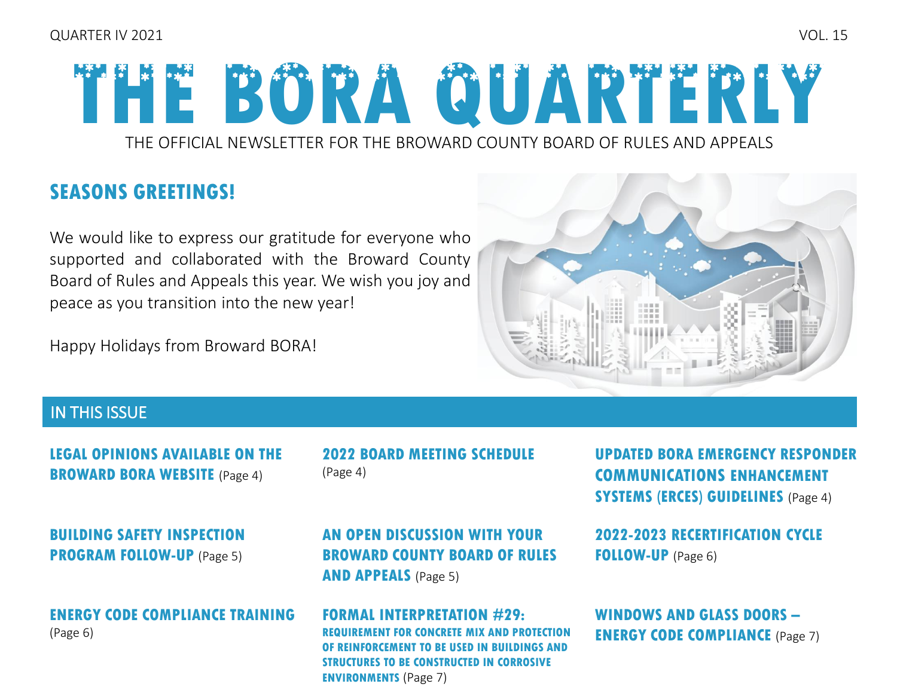QUARTER IV 2021 VOL. 15

# THE BORA QUARTERLY

THE OFFICIAL NEWSLETTER FOR THE BROWARD COUNTY BOARD OF RULES AND APPEALS

## SEASONS GREETINGS!

We would like to express our gratitude for everyone who supported and collaborated with the Broward County Board of Rules and Appeals this year. We wish you joy and peace as you transition into the new year!

Happy Holidays from Broward BORA!

## IN THIS ISSUE

**LEGAL OPINIONS AVAILABLE ON THE BROWARD BORA WEBSITE** (Page 4)

**2022 BOARD MEETING SCHEDULE** (Page 4)

**UPDATED BORA EMERGENCY RESPONDER COMMUNICATIONS ENHANCEMENT SYSTEMS (ERCES) GUIDELINES** (Page 4)

**BUILDING SAFETY INSPECTION PROGRAM FOLLOW-UP** (Page 5)

**AN OPEN DISCUSSION WITH YOUR BROWARD COUNTY BOARD OF RULES AND APPEALS** (Page 5)

**2022-2023 RECERTIFICATION CYCLE FOLLOW-UP** (Page 6)

**ENERGY CODE COMPLIANCE TRAINING** (Page 6)

**FORMAL INTERPRETATION #29: REQUIREMENT FOR CONCRETE MIX AND PROTECTION OF REINFORCEMENT TO BE USED IN BUILDINGS AND STRUCTURES TO BE CONSTRUCTED IN CORROSIVE ENVIRONMENTS** (Page 7)

**WINDOWS AND GLASS DOORS – ENERGY CODE COMPLIANCE** (Page 7)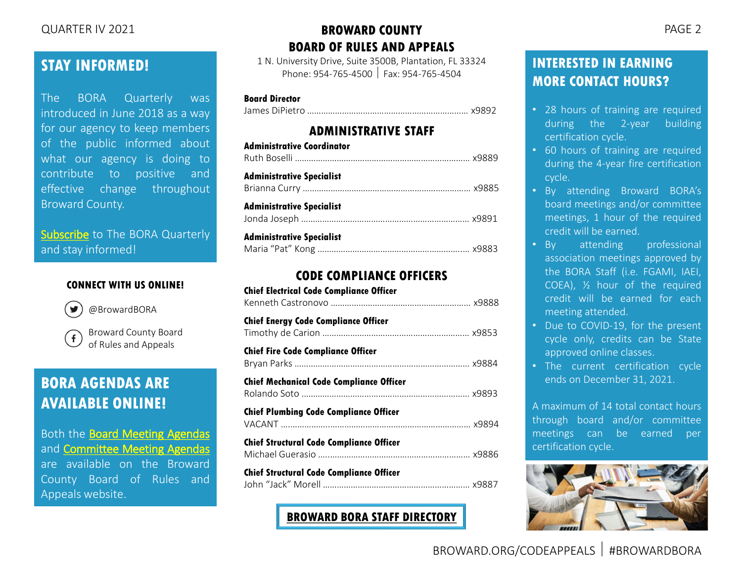## STAY INFORMED!

The BORA Quarterly was introduced in June 2018 as a way for our agency to keep members of the public informed about what our agency is doing to contribute to positive and effective change throughout Broward County.

Subscribe to The BORA Quarterly and stay informed!

### CONNECT WITH US ONLINE!

@BrowardBORA

Broward County Board of Rules and Appeals

## BORA AGENDAS ARE AVAILABLE ONLINE!

Both the Board Meeting Agendas and Committee Meeting Agendas are available on the Broward County Board of Rules and Appeals website.

# BROWARD COUNTY BOARD OF RULES AND APPEALS

1 N. University Drive, Suite 3500B, Plantation, FL 33324
Phone: 954-765-4500 | Fax: 954-765-4504

**Board Director**
James DiPietro .................... x9892

## ADMINISTRATIVE STAFF

**Administrative Coordinator**
Ruth Boselli .................... x9889

**Administrative Specialist**
Brianna Curry .................... x9885

**Administrative Specialist**
Jonda Joseph .................... x9891

**Administrative Specialist**
Maria "Pat" Kong .................... x9883

## CODE COMPLIANCE OFFICERS

**Chief Electrical Code Compliance Officer**
Kenneth Castronovo .................... x9888

**Chief Energy Code Compliance Officer**
Timothy de Carion .................... x9853

**Chief Fire Code Compliance Officer**
Bryan Parks .................... x9884

**Chief Mechanical Code Compliance Officer**
Rolando Soto .................... x9893

**Chief Plumbing Code Compliance Officer**
VACANT .................... x9894

**Chief Structural Code Compliance Officer**
Michael Guerasio .................... x9886

**Chief Structural Code Compliance Officer**
John "Jack" Morell .................... x9887

**BROWARD BORA STAFF DIRECTORY**

## INTERESTED IN EARNING MORE CONTACT HOURS?

- 28 hours of training are required during the 2-year building certification cycle.
- 60 hours of training are required during the 4-year fire certification cycle.
- By attending Broward BORA's board meetings and/or committee meetings, 1 hour of the required credit will be earned.
- By attending professional association meetings approved by the BORA Staff (i.e. FGAMI, IAEI, COEA), ½ hour of the required credit will be earned for each meeting attended.
- Due to COVID-19, for the present cycle only, credits can be State approved online classes.
- The current certification cycle ends on December 31, 2021.

A maximum of 14 total contact hours through board and/or committee meetings can be earned per certification cycle.

BROWARD.ORG/CODEAPPEALS | #BROWARDBORA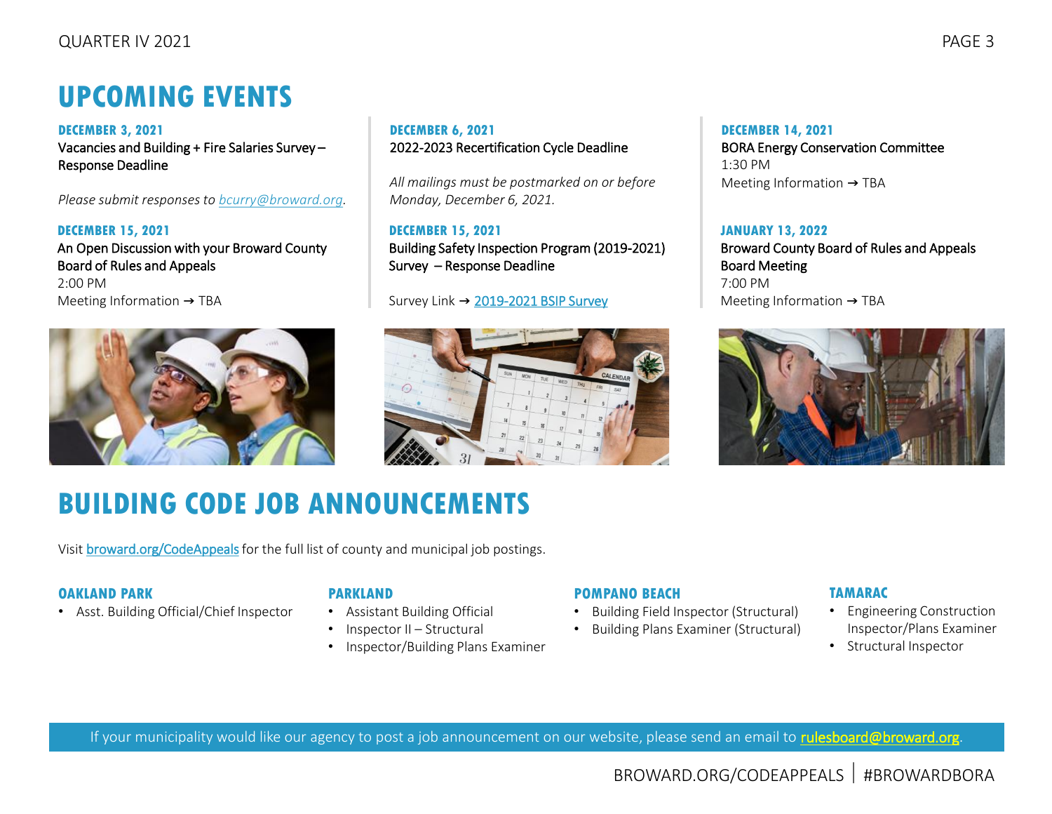## UPCOMING EVENTS

**DECEMBER 3, 2021**
Vacancies and Building + Fire Salaries Survey – Response Deadline

*Please submit responses to bcurry@broward.org.*

**DECEMBER 6, 2021**
2022-2023 Recertification Cycle Deadline

*All mailings must be postmarked on or before Monday, December 6, 2021.*

**DECEMBER 14, 2021**
BORA Energy Conservation Committee
1:30 PM
Meeting Information → TBA

**DECEMBER 15, 2021**
An Open Discussion with your Broward County Board of Rules and Appeals
2:00 PM
Meeting Information → TBA

**DECEMBER 15, 2021**
Building Safety Inspection Program (2019-2021) Survey – Response Deadline

Survey Link → 2019-2021 BSIP Survey

**JANUARY 13, 2022**
Broward County Board of Rules and Appeals Board Meeting
7:00 PM
Meeting Information → TBA

## BUILDING CODE JOB ANNOUNCEMENTS

Visit broward.org/CodeAppeals for the full list of county and municipal job postings.

### OAKLAND PARK

- Asst. Building Official/Chief Inspector

### PARKLAND

- Assistant Building Official
- Inspector II – Structural
- Inspector/Building Plans Examiner

### POMPANO BEACH

- Building Field Inspector (Structural)
- Building Plans Examiner (Structural)

### TAMARAC

- Engineering Construction Inspector/Plans Examiner
- Structural Inspector

If your municipality would like our agency to post a job announcement on our website, please send an email to rulesboard@broward.org.

BROWARD.ORG/CODEAPPEALS | #BROWARDBORA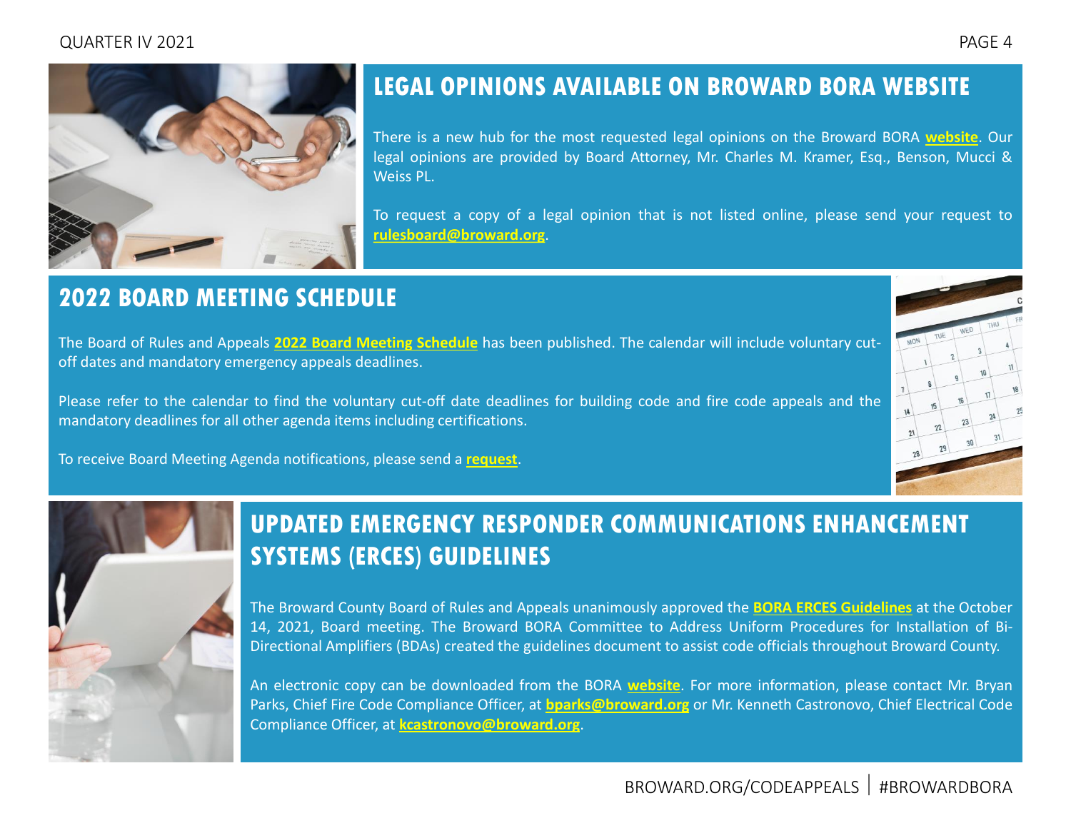## LEGAL OPINIONS AVAILABLE ON BROWARD BORA WEBSITE

There is a new hub for the most requested legal opinions on the Broward BORA **website**. Our legal opinions are provided by Board Attorney, Mr. Charles M. Kramer, Esq., Benson, Mucci & Weiss PL.

To request a copy of a legal opinion that is not listed online, please send your request to **rulesboard@broward.org**.

## 2022 BOARD MEETING SCHEDULE

The Board of Rules and Appeals **2022 Board Meeting Schedule** has been published. The calendar will include voluntary cut-off dates and mandatory emergency appeals deadlines.

Please refer to the calendar to find the voluntary cut-off date deadlines for building code and fire code appeals and the mandatory deadlines for all other agenda items including certifications.

To receive Board Meeting Agenda notifications, please send a **request**.

## UPDATED EMERGENCY RESPONDER COMMUNICATIONS ENHANCEMENT SYSTEMS (ERCES) GUIDELINES

The Broward County Board of Rules and Appeals unanimously approved the **BORA ERCES Guidelines** at the October 14, 2021, Board meeting. The Broward BORA Committee to Address Uniform Procedures for Installation of Bi-Directional Amplifiers (BDAs) created the guidelines document to assist code officials throughout Broward County.

An electronic copy can be downloaded from the BORA **website**. For more information, please contact Mr. Bryan Parks, Chief Fire Code Compliance Officer, at **bparks@broward.org** or Mr. Kenneth Castronovo, Chief Electrical Code Compliance Officer, at **kcastronovo@broward.org**.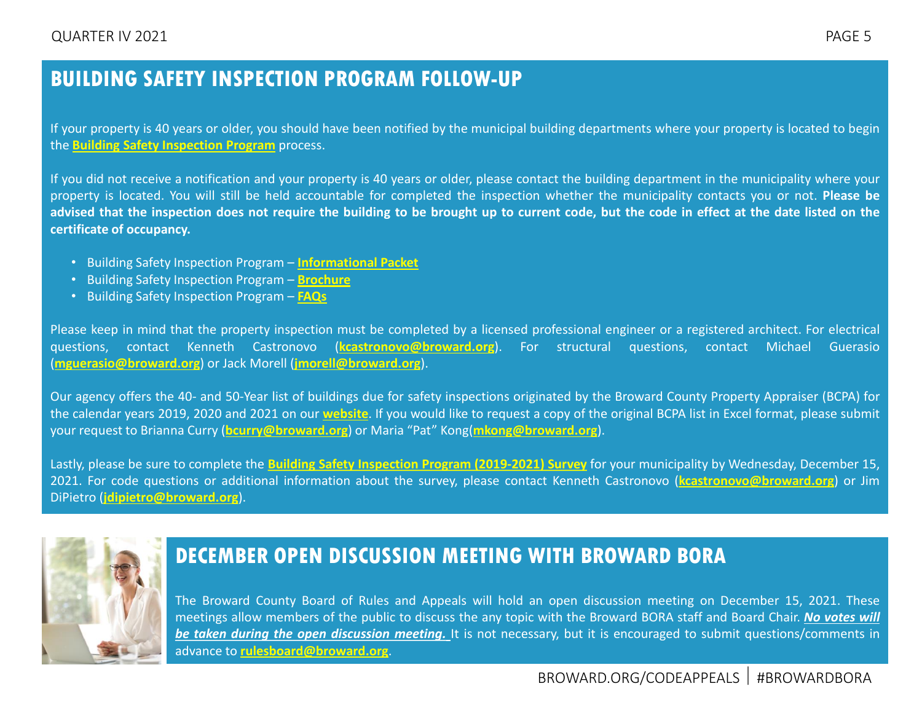## BUILDING SAFETY INSPECTION PROGRAM FOLLOW-UP

If your property is 40 years or older, you should have been notified by the municipal building departments where your property is located to begin the **Building Safety Inspection Program** process.

If you did not receive a notification and your property is 40 years or older, please contact the building department in the municipality where your property is located. You will still be held accountable for completed the inspection whether the municipality contacts you or not. **Please be advised that the inspection does not require the building to be brought up to current code, but the code in effect at the date listed on the certificate of occupancy.**

- Building Safety Inspection Program – **Informational Packet**
- Building Safety Inspection Program – **Brochure**
- Building Safety Inspection Program – **FAQs**

Please keep in mind that the property inspection must be completed by a licensed professional engineer or a registered architect. For electrical questions, contact Kenneth Castronovo (**kcastronovo@broward.org**). For structural questions, contact Michael Guerasio (**mguerasio@broward.org**) or Jack Morell (**jmorell@broward.org**).

Our agency offers the 40- and 50-Year list of buildings due for safety inspections originated by the Broward County Property Appraiser (BCPA) for the calendar years 2019, 2020 and 2021 on our **website**. If you would like to request a copy of the original BCPA list in Excel format, please submit your request to Brianna Curry (**bcurry@broward.org**) or Maria "Pat" Kong(**mkong@broward.org**).

Lastly, please be sure to complete the **Building Safety Inspection Program (2019-2021) Survey** for your municipality by Wednesday, December 15, 2021. For code questions or additional information about the survey, please contact Kenneth Castronovo (**kcastronovo@broward.org**) or Jim DiPietro (**jdipietro@broward.org**).

## DECEMBER OPEN DISCUSSION MEETING WITH BROWARD BORA

The Broward County Board of Rules and Appeals will hold an open discussion meeting on December 15, 2021. These meetings allow members of the public to discuss the any topic with the Broward BORA staff and Board Chair. ***No votes will be taken during the open discussion meeting.*** It is not necessary, but it is encouraged to submit questions/comments in advance to **rulesboard@broward.org**.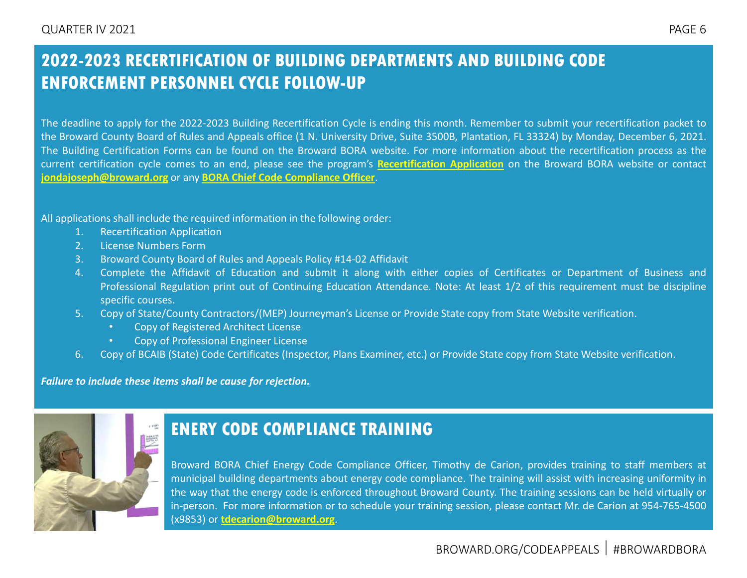## 2022-2023 RECERTIFICATION OF BUILDING DEPARTMENTS AND BUILDING CODE ENFORCEMENT PERSONNEL CYCLE FOLLOW-UP

The deadline to apply for the 2022-2023 Building Recertification Cycle is ending this month. Remember to submit your recertification packet to the Broward County Board of Rules and Appeals office (1 N. University Drive, Suite 3500B, Plantation, FL 33324) by Monday, December 6, 2021. The Building Certification Forms can be found on the Broward BORA website. For more information about the recertification process as the current certification cycle comes to an end, please see the program's **Recertification Application** on the Broward BORA website or contact **jondajoseph@broward.org** or any **BORA Chief Code Compliance Officer**.

All applications shall include the required information in the following order:

1. Recertification Application
2. License Numbers Form
3. Broward County Board of Rules and Appeals Policy #14-02 Affidavit
4. Complete the Affidavit of Education and submit it along with either copies of Certificates or Department of Business and Professional Regulation print out of Continuing Education Attendance. Note: At least 1/2 of this requirement must be discipline specific courses.
5. Copy of State/County Contractors/(MEP) Journeyman's License or Provide State copy from State Website verification.
   - Copy of Registered Architect License
   - Copy of Professional Engineer License
6. Copy of BCAIB (State) Code Certificates (Inspector, Plans Examiner, etc.) or Provide State copy from State Website verification.

***Failure to include these items shall be cause for rejection.***

## ENERY CODE COMPLIANCE TRAINING

Broward BORA Chief Energy Code Compliance Officer, Timothy de Carion, provides training to staff members at municipal building departments about energy code compliance. The training will assist with increasing uniformity in the way that the energy code is enforced throughout Broward County. The training sessions can be held virtually or in-person. For more information or to schedule your training session, please contact Mr. de Carion at 954-765-4500 (x9853) or **tdecarion@broward.org**.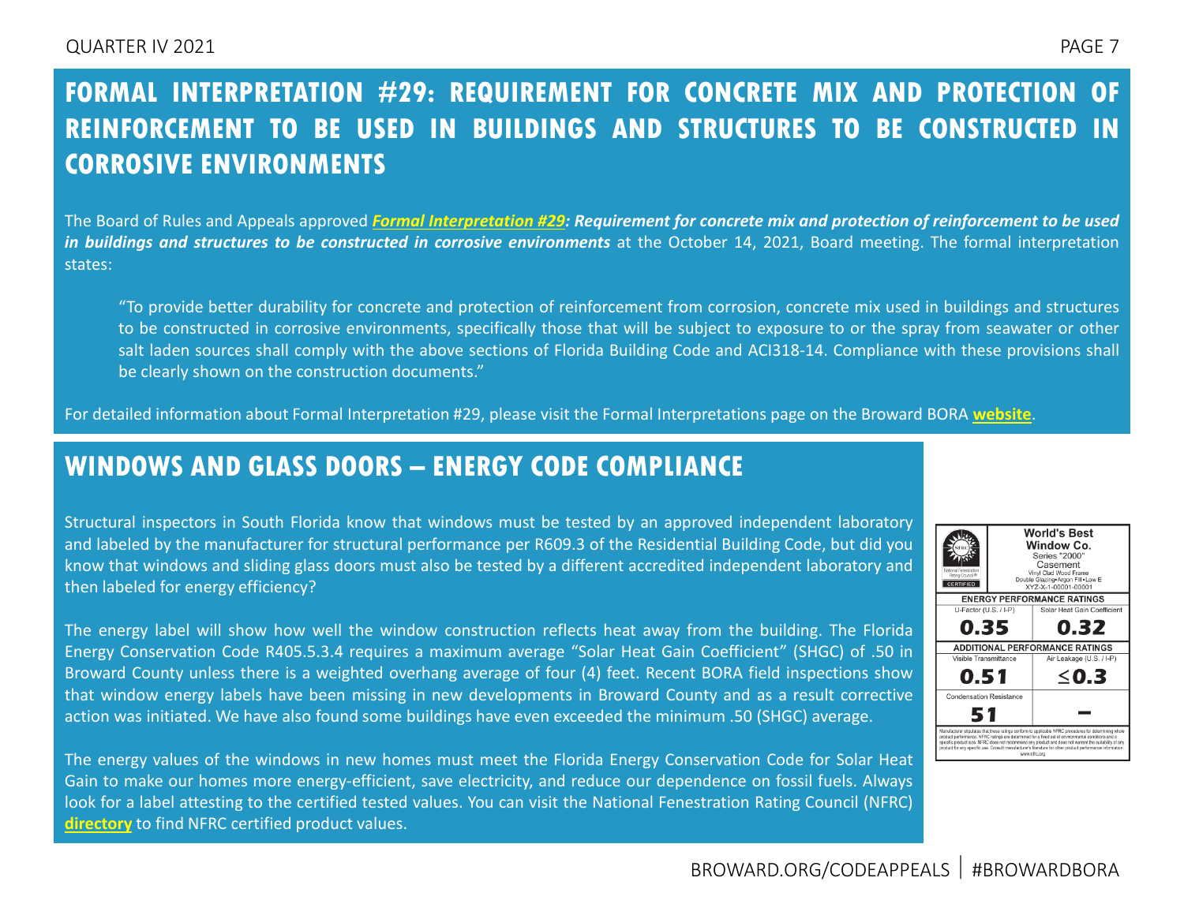## FORMAL INTERPRETATION #29: REQUIREMENT FOR CONCRETE MIX AND PROTECTION OF REINFORCEMENT TO BE USED IN BUILDINGS AND STRUCTURES TO BE CONSTRUCTED IN CORROSIVE ENVIRONMENTS

The Board of Rules and Appeals approved ***Formal Interpretation #29: Requirement for concrete mix and protection of reinforcement to be used in buildings and structures to be constructed in corrosive environments*** at the October 14, 2021, Board meeting. The formal interpretation states:

> "To provide better durability for concrete and protection of reinforcement from corrosion, concrete mix used in buildings and structures to be constructed in corrosive environments, specifically those that will be subject to exposure to or the spray from seawater or other salt laden sources shall comply with the above sections of Florida Building Code and ACI318-14. Compliance with these provisions shall be clearly shown on the construction documents."

For detailed information about Formal Interpretation #29, please visit the Formal Interpretations page on the Broward BORA **website**.

## WINDOWS AND GLASS DOORS – ENERGY CODE COMPLIANCE

Structural inspectors in South Florida know that windows must be tested by an approved independent laboratory and labeled by the manufacturer for structural performance per R609.3 of the Residential Building Code, but did you know that windows and sliding glass doors must also be tested by a different accredited independent laboratory and then labeled for energy efficiency?

The energy label will show how well the window construction reflects heat away from the building. The Florida Energy Conservation Code R405.5.3.4 requires a maximum average "Solar Heat Gain Coefficient" (SHGC) of .50 in Broward County unless there is a weighted overhang average of four (4) feet. Recent BORA field inspections show that window energy labels have been missing in new developments in Broward County and as a result corrective action was initiated. We have also found some buildings have even exceeded the minimum .50 (SHGC) average.

The energy values of the windows in new homes must meet the Florida Energy Conservation Code for Solar Heat Gain to make our homes more energy-efficient, save electricity, and reduce our dependence on fossil fuels. Always look for a label attesting to the certified tested values. You can visit the National Fenestration Rating Council (NFRC) **directory** to find NFRC certified product values.

**World's Best Window Co.**
Series "2000"
Casement
Vinyl Clad Wood Frame
Double Glazing•Argon Fill•Low E
XYZ-X-1-00001-00001

| ENERGY PERFORMANCE RATINGS | |
|---|---|
| U-Factor (U.S. / I-P) | Solar Heat Gain Coefficient |
| **0.35** | **0.32** |
| **ADDITIONAL PERFORMANCE RATINGS** | |
| Visible Transmittance | Air Leakage (U.S. / I-P) |
| **0.51** | **≤0.3** |
| Condensation Resistance | |
| **51** | **–** |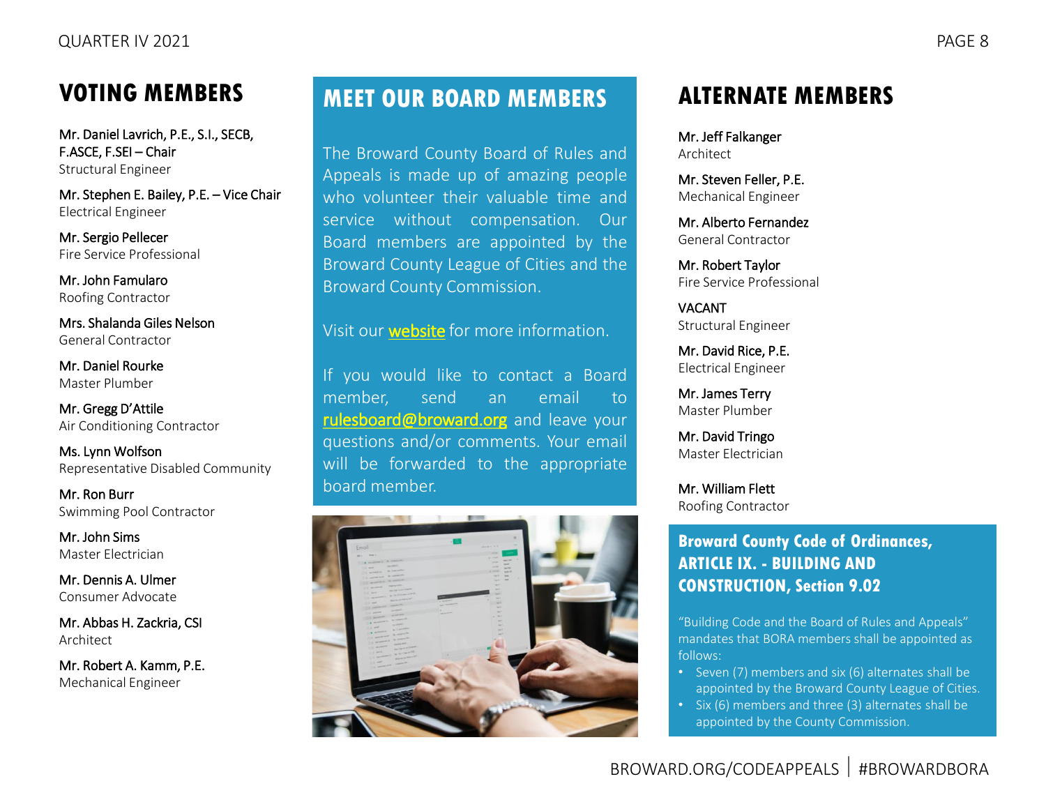## VOTING MEMBERS

**Mr. Daniel Lavrich, P.E., S.I., SECB, F.ASCE, F.SEI – Chair**
Structural Engineer

**Mr. Stephen E. Bailey, P.E. – Vice Chair**
Electrical Engineer

**Mr. Sergio Pellecer**
Fire Service Professional

**Mr. John Famularo**
Roofing Contractor

**Mrs. Shalanda Giles Nelson**
General Contractor

**Mr. Daniel Rourke**
Master Plumber

**Mr. Gregg D'Attile**
Air Conditioning Contractor

**Ms. Lynn Wolfson**
Representative Disabled Community

**Mr. Ron Burr**
Swimming Pool Contractor

**Mr. John Sims**
Master Electrician

**Mr. Dennis A. Ulmer**
Consumer Advocate

**Mr. Abbas H. Zackria, CSI**
Architect

**Mr. Robert A. Kamm, P.E.**
Mechanical Engineer

## MEET OUR BOARD MEMBERS

The Broward County Board of Rules and Appeals is made up of amazing people who volunteer their valuable time and service without compensation. Our Board members are appointed by the Broward County League of Cities and the Broward County Commission.

Visit our website for more information.

If you would like to contact a Board member, send an email to rulesboard@broward.org and leave your questions and/or comments. Your email will be forwarded to the appropriate board member.

## ALTERNATE MEMBERS

**Mr. Jeff Falkanger**
Architect

**Mr. Steven Feller, P.E.**
Mechanical Engineer

**Mr. Alberto Fernandez**
General Contractor

**Mr. Robert Taylor**
Fire Service Professional

**VACANT**
Structural Engineer

**Mr. David Rice, P.E.**
Electrical Engineer

**Mr. James Terry**
Master Plumber

**Mr. David Tringo**
Master Electrician

**Mr. William Flett**
Roofing Contractor

### Broward County Code of Ordinances, ARTICLE IX. - BUILDING AND CONSTRUCTION, Section 9.02

"Building Code and the Board of Rules and Appeals" mandates that BORA members shall be appointed as follows:

- Seven (7) members and six (6) alternates shall be appointed by the Broward County League of Cities.
- Six (6) members and three (3) alternates shall be appointed by the County Commission.

BROWARD.ORG/CODEAPPEALS | #BROWARDBORA